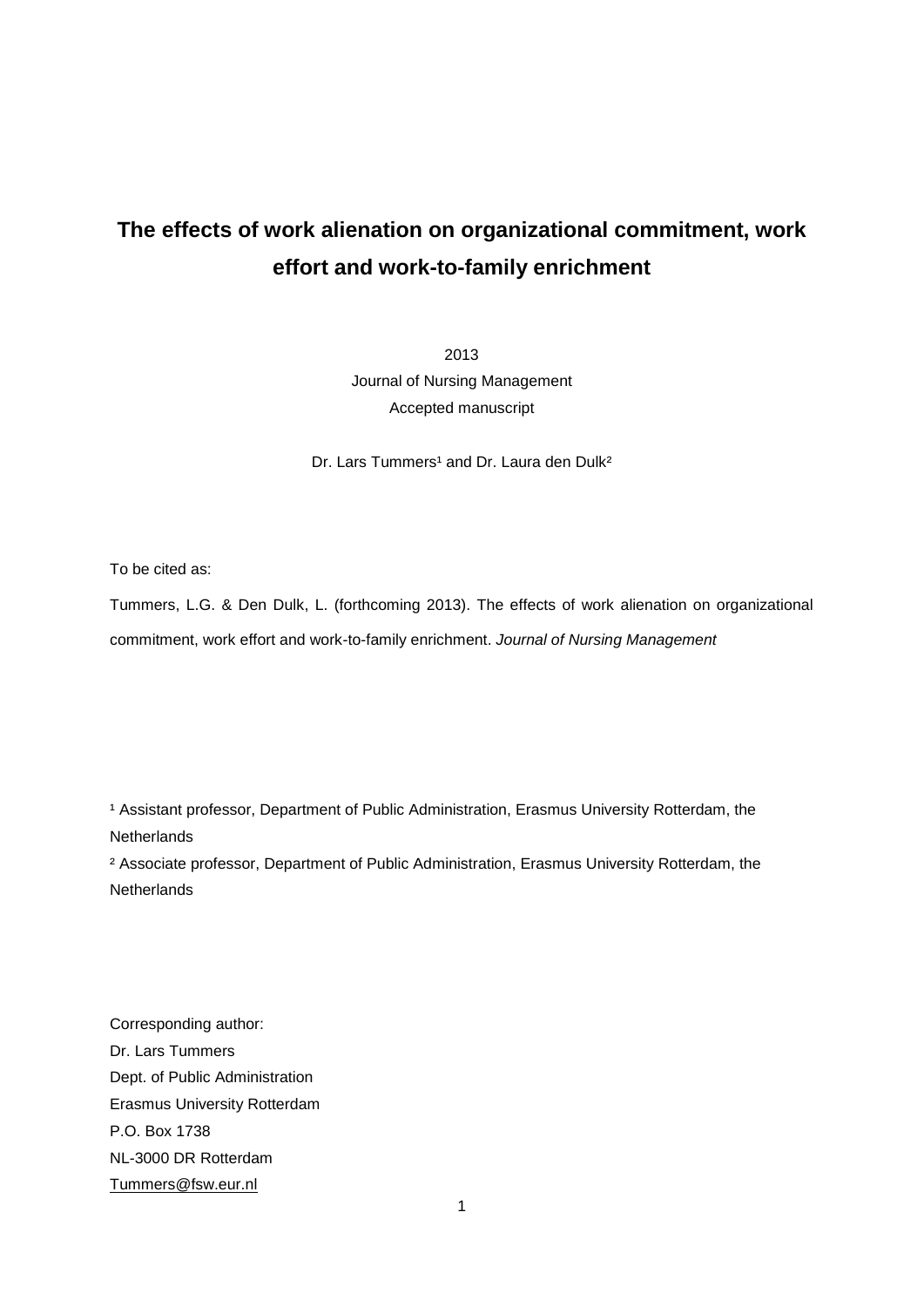# The effects of work alienation on organizational commitment, work effort and work-to-family enrichment

2013

Journal of Nursing Management

Accepted manuscript

Dr. Lars Tummers[1] and Dr. Laura den Dulk[2]

To be cited as:

Tummers, L.G. & Den Dulk, L. (forthcoming 2013). The effects of work alienation on organizational commitment, work effort and work-to-family enrichment. *Journal of Nursing Management*

[1] Assistant professor, Department of Public Administration, Erasmus University Rotterdam, the Netherlands

[2] Associate professor, Department of Public Administration, Erasmus University Rotterdam, the Netherlands

Corresponding author:
Dr. Lars Tummers
Dept. of Public Administration
Erasmus University Rotterdam
P.O. Box 1738
NL-3000 DR Rotterdam
Tummers@fsw.eur.nl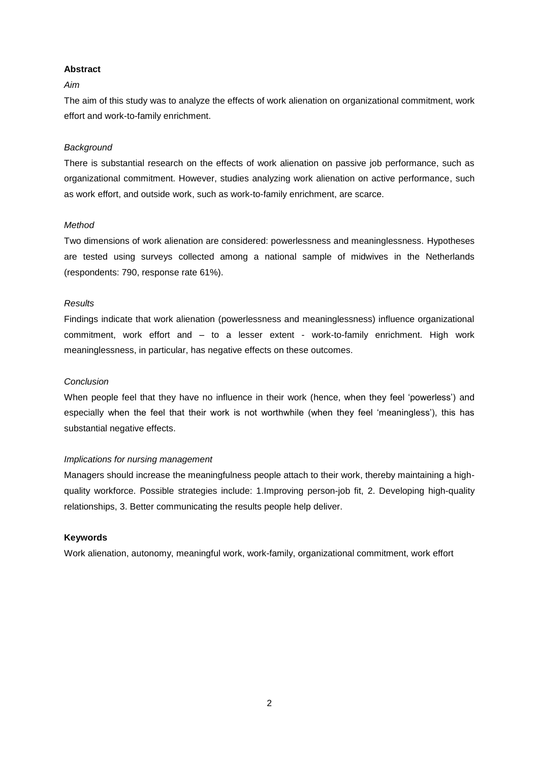**Abstract**

*Aim*

The aim of this study was to analyze the effects of work alienation on organizational commitment, work effort and work-to-family enrichment.

*Background*

There is substantial research on the effects of work alienation on passive job performance, such as organizational commitment. However, studies analyzing work alienation on active performance, such as work effort, and outside work, such as work-to-family enrichment, are scarce.

*Method*

Two dimensions of work alienation are considered: powerlessness and meaninglessness. Hypotheses are tested using surveys collected among a national sample of midwives in the Netherlands (respondents: 790, response rate 61%).

*Results*

Findings indicate that work alienation (powerlessness and meaninglessness) influence organizational commitment, work effort and – to a lesser extent - work-to-family enrichment. High work meaninglessness, in particular, has negative effects on these outcomes.

*Conclusion*

When people feel that they have no influence in their work (hence, when they feel 'powerless') and especially when the feel that their work is not worthwhile (when they feel 'meaningless'), this has substantial negative effects.

*Implications for nursing management*

Managers should increase the meaningfulness people attach to their work, thereby maintaining a high-quality workforce. Possible strategies include: 1.Improving person-job fit, 2. Developing high-quality relationships, 3. Better communicating the results people help deliver.

**Keywords**

Work alienation, autonomy, meaningful work, work-family, organizational commitment, work effort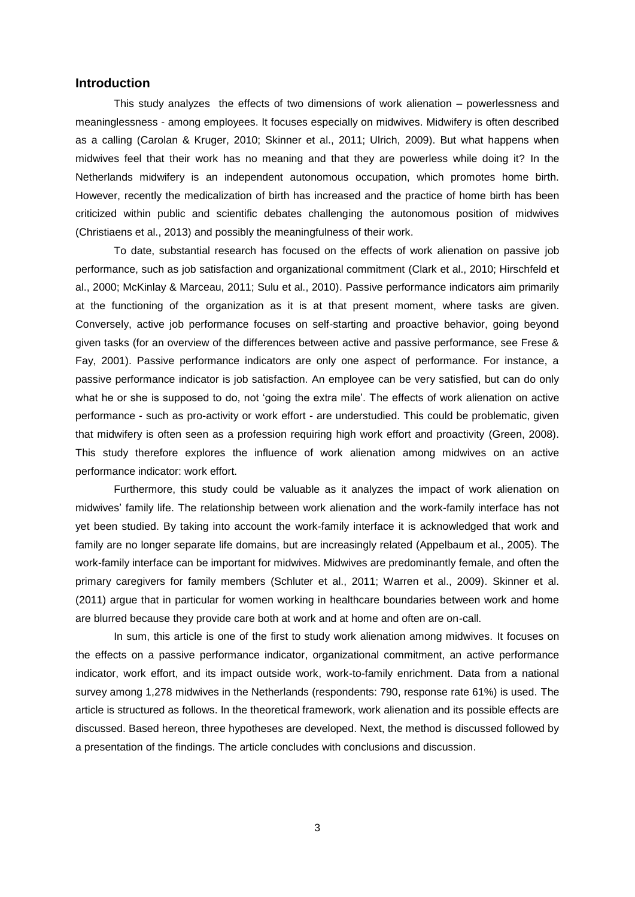## Introduction

This study analyzes the effects of two dimensions of work alienation – powerlessness and meaninglessness - among employees. It focuses especially on midwives. Midwifery is often described as a calling (Carolan & Kruger, 2010; Skinner et al., 2011; Ulrich, 2009). But what happens when midwives feel that their work has no meaning and that they are powerless while doing it? In the Netherlands midwifery is an independent autonomous occupation, which promotes home birth. However, recently the medicalization of birth has increased and the practice of home birth has been criticized within public and scientific debates challenging the autonomous position of midwives (Christiaens et al., 2013) and possibly the meaningfulness of their work.

To date, substantial research has focused on the effects of work alienation on passive job performance, such as job satisfaction and organizational commitment (Clark et al., 2010; Hirschfeld et al., 2000; McKinlay & Marceau, 2011; Sulu et al., 2010). Passive performance indicators aim primarily at the functioning of the organization as it is at that present moment, where tasks are given. Conversely, active job performance focuses on self-starting and proactive behavior, going beyond given tasks (for an overview of the differences between active and passive performance, see Frese & Fay, 2001). Passive performance indicators are only one aspect of performance. For instance, a passive performance indicator is job satisfaction. An employee can be very satisfied, but can do only what he or she is supposed to do, not 'going the extra mile'. The effects of work alienation on active performance - such as pro-activity or work effort - are understudied. This could be problematic, given that midwifery is often seen as a profession requiring high work effort and proactivity (Green, 2008). This study therefore explores the influence of work alienation among midwives on an active performance indicator: work effort.

Furthermore, this study could be valuable as it analyzes the impact of work alienation on midwives' family life. The relationship between work alienation and the work-family interface has not yet been studied. By taking into account the work-family interface it is acknowledged that work and family are no longer separate life domains, but are increasingly related (Appelbaum et al., 2005). The work-family interface can be important for midwives. Midwives are predominantly female, and often the primary caregivers for family members (Schluter et al., 2011; Warren et al., 2009). Skinner et al. (2011) argue that in particular for women working in healthcare boundaries between work and home are blurred because they provide care both at work and at home and often are on-call.

In sum, this article is one of the first to study work alienation among midwives. It focuses on the effects on a passive performance indicator, organizational commitment, an active performance indicator, work effort, and its impact outside work, work-to-family enrichment. Data from a national survey among 1,278 midwives in the Netherlands (respondents: 790, response rate 61%) is used. The article is structured as follows. In the theoretical framework, work alienation and its possible effects are discussed. Based hereon, three hypotheses are developed. Next, the method is discussed followed by a presentation of the findings. The article concludes with conclusions and discussion.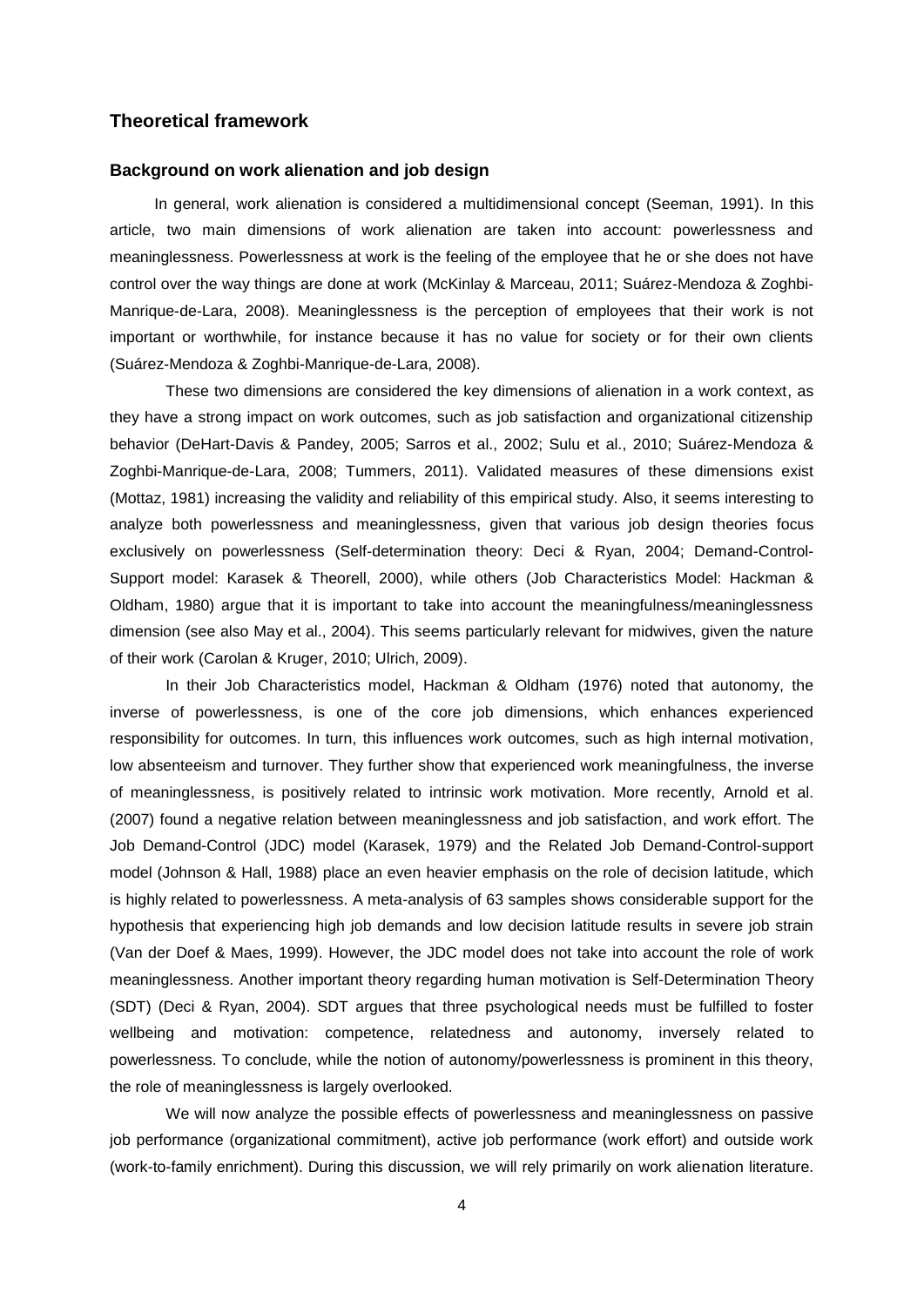## Theoretical framework

### Background on work alienation and job design

In general, work alienation is considered a multidimensional concept (Seeman, 1991). In this article, two main dimensions of work alienation are taken into account: powerlessness and meaninglessness. Powerlessness at work is the feeling of the employee that he or she does not have control over the way things are done at work (McKinlay & Marceau, 2011; Suárez-Mendoza & Zoghbi-Manrique-de-Lara, 2008). Meaninglessness is the perception of employees that their work is not important or worthwhile, for instance because it has no value for society or for their own clients (Suárez-Mendoza & Zoghbi-Manrique-de-Lara, 2008).

These two dimensions are considered the key dimensions of alienation in a work context, as they have a strong impact on work outcomes, such as job satisfaction and organizational citizenship behavior (DeHart-Davis & Pandey, 2005; Sarros et al., 2002; Sulu et al., 2010; Suárez-Mendoza & Zoghbi-Manrique-de-Lara, 2008; Tummers, 2011). Validated measures of these dimensions exist (Mottaz, 1981) increasing the validity and reliability of this empirical study. Also, it seems interesting to analyze both powerlessness and meaninglessness, given that various job design theories focus exclusively on powerlessness (Self-determination theory: Deci & Ryan, 2004; Demand-Control-Support model: Karasek & Theorell, 2000), while others (Job Characteristics Model: Hackman & Oldham, 1980) argue that it is important to take into account the meaningfulness/meaninglessness dimension (see also May et al., 2004). This seems particularly relevant for midwives, given the nature of their work (Carolan & Kruger, 2010; Ulrich, 2009).

In their Job Characteristics model, Hackman & Oldham (1976) noted that autonomy, the inverse of powerlessness, is one of the core job dimensions, which enhances experienced responsibility for outcomes. In turn, this influences work outcomes, such as high internal motivation, low absenteeism and turnover. They further show that experienced work meaningfulness, the inverse of meaninglessness, is positively related to intrinsic work motivation. More recently, Arnold et al. (2007) found a negative relation between meaninglessness and job satisfaction, and work effort. The Job Demand-Control (JDC) model (Karasek, 1979) and the Related Job Demand-Control-support model (Johnson & Hall, 1988) place an even heavier emphasis on the role of decision latitude, which is highly related to powerlessness. A meta-analysis of 63 samples shows considerable support for the hypothesis that experiencing high job demands and low decision latitude results in severe job strain (Van der Doef & Maes, 1999). However, the JDC model does not take into account the role of work meaninglessness. Another important theory regarding human motivation is Self-Determination Theory (SDT) (Deci & Ryan, 2004). SDT argues that three psychological needs must be fulfilled to foster wellbeing and motivation: competence, relatedness and autonomy, inversely related to powerlessness. To conclude, while the notion of autonomy/powerlessness is prominent in this theory, the role of meaninglessness is largely overlooked.

We will now analyze the possible effects of powerlessness and meaninglessness on passive job performance (organizational commitment), active job performance (work effort) and outside work (work-to-family enrichment). During this discussion, we will rely primarily on work alienation literature.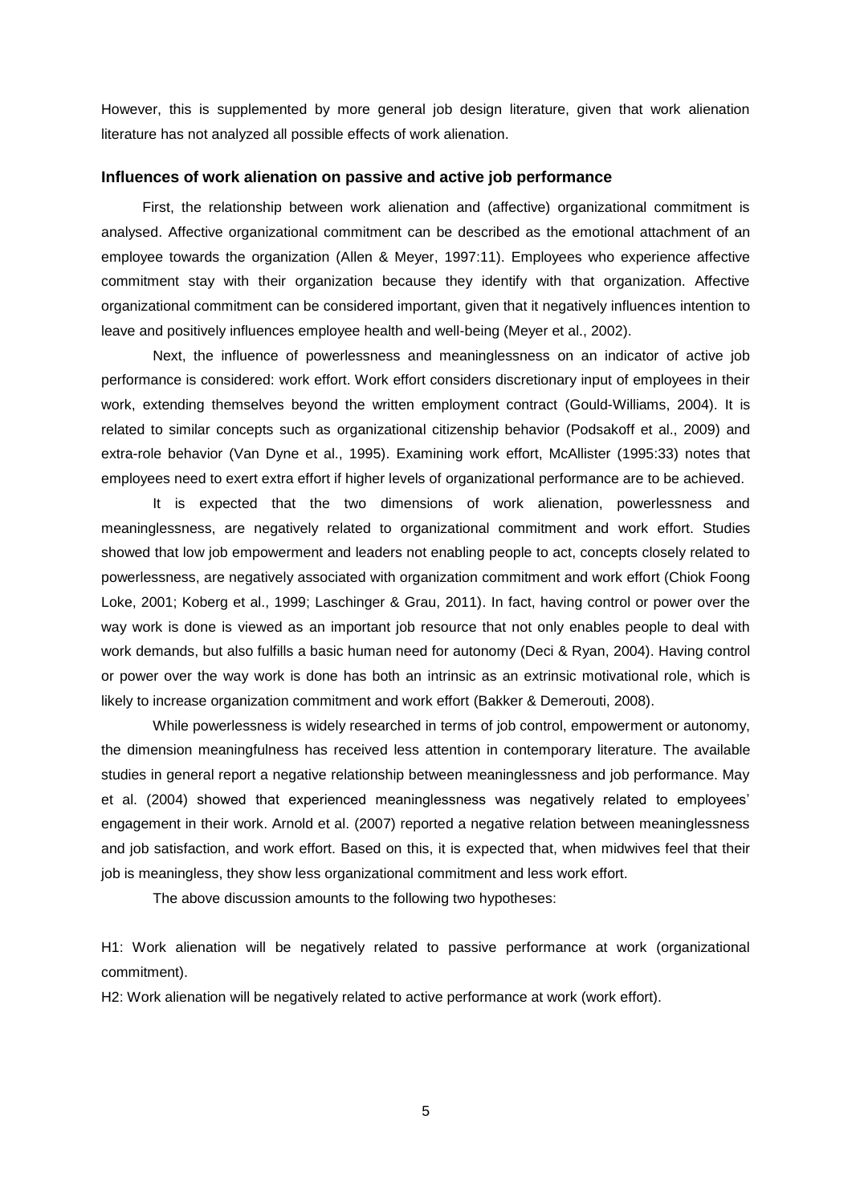However, this is supplemented by more general job design literature, given that work alienation literature has not analyzed all possible effects of work alienation.

### Influences of work alienation on passive and active job performance

First, the relationship between work alienation and (affective) organizational commitment is analysed. Affective organizational commitment can be described as the emotional attachment of an employee towards the organization (Allen & Meyer, 1997:11). Employees who experience affective commitment stay with their organization because they identify with that organization. Affective organizational commitment can be considered important, given that it negatively influences intention to leave and positively influences employee health and well-being (Meyer et al., 2002).

Next, the influence of powerlessness and meaninglessness on an indicator of active job performance is considered: work effort. Work effort considers discretionary input of employees in their work, extending themselves beyond the written employment contract (Gould-Williams, 2004). It is related to similar concepts such as organizational citizenship behavior (Podsakoff et al., 2009) and extra-role behavior (Van Dyne et al., 1995). Examining work effort, McAllister (1995:33) notes that employees need to exert extra effort if higher levels of organizational performance are to be achieved.

It is expected that the two dimensions of work alienation, powerlessness and meaninglessness, are negatively related to organizational commitment and work effort. Studies showed that low job empowerment and leaders not enabling people to act, concepts closely related to powerlessness, are negatively associated with organization commitment and work effort (Chiok Foong Loke, 2001; Koberg et al., 1999; Laschinger & Grau, 2011). In fact, having control or power over the way work is done is viewed as an important job resource that not only enables people to deal with work demands, but also fulfills a basic human need for autonomy (Deci & Ryan, 2004). Having control or power over the way work is done has both an intrinsic as an extrinsic motivational role, which is likely to increase organization commitment and work effort (Bakker & Demerouti, 2008).

While powerlessness is widely researched in terms of job control, empowerment or autonomy, the dimension meaningfulness has received less attention in contemporary literature. The available studies in general report a negative relationship between meaninglessness and job performance. May et al. (2004) showed that experienced meaninglessness was negatively related to employees' engagement in their work. Arnold et al. (2007) reported a negative relation between meaninglessness and job satisfaction, and work effort. Based on this, it is expected that, when midwives feel that their job is meaningless, they show less organizational commitment and less work effort.

The above discussion amounts to the following two hypotheses:

H1: Work alienation will be negatively related to passive performance at work (organizational commitment).

H2: Work alienation will be negatively related to active performance at work (work effort).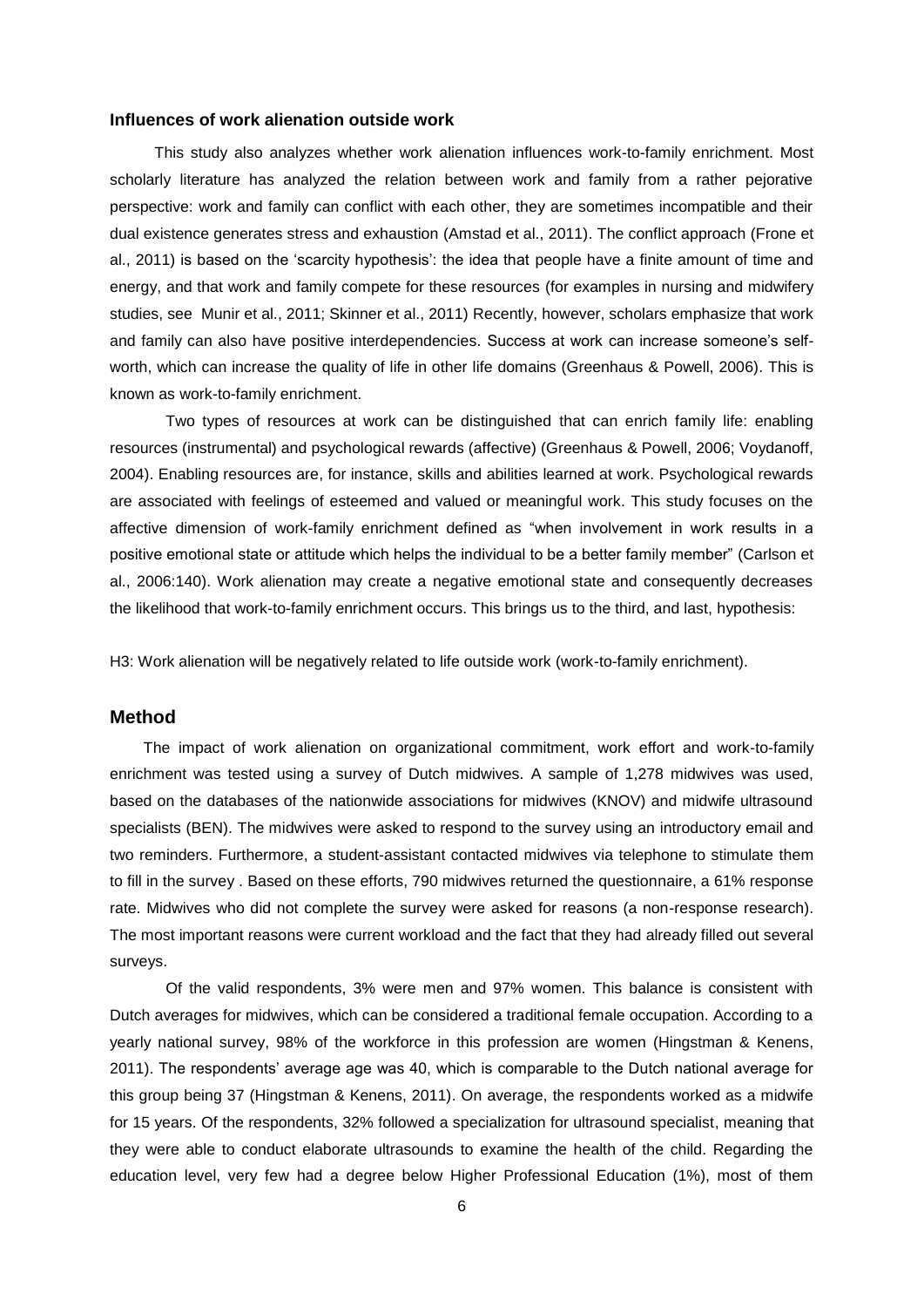### Influences of work alienation outside work

This study also analyzes whether work alienation influences work-to-family enrichment. Most scholarly literature has analyzed the relation between work and family from a rather pejorative perspective: work and family can conflict with each other, they are sometimes incompatible and their dual existence generates stress and exhaustion (Amstad et al., 2011). The conflict approach (Frone et al., 2011) is based on the 'scarcity hypothesis': the idea that people have a finite amount of time and energy, and that work and family compete for these resources (for examples in nursing and midwifery studies, see Munir et al., 2011; Skinner et al., 2011) Recently, however, scholars emphasize that work and family can also have positive interdependencies. Success at work can increase someone's self-worth, which can increase the quality of life in other life domains (Greenhaus & Powell, 2006). This is known as work-to-family enrichment.

Two types of resources at work can be distinguished that can enrich family life: enabling resources (instrumental) and psychological rewards (affective) (Greenhaus & Powell, 2006; Voydanoff, 2004). Enabling resources are, for instance, skills and abilities learned at work. Psychological rewards are associated with feelings of esteemed and valued or meaningful work. This study focuses on the affective dimension of work-family enrichment defined as "when involvement in work results in a positive emotional state or attitude which helps the individual to be a better family member" (Carlson et al., 2006:140). Work alienation may create a negative emotional state and consequently decreases the likelihood that work-to-family enrichment occurs. This brings us to the third, and last, hypothesis:

H3: Work alienation will be negatively related to life outside work (work-to-family enrichment).

## Method

The impact of work alienation on organizational commitment, work effort and work-to-family enrichment was tested using a survey of Dutch midwives. A sample of 1,278 midwives was used, based on the databases of the nationwide associations for midwives (KNOV) and midwife ultrasound specialists (BEN). The midwives were asked to respond to the survey using an introductory email and two reminders. Furthermore, a student-assistant contacted midwives via telephone to stimulate them to fill in the survey . Based on these efforts, 790 midwives returned the questionnaire, a 61% response rate. Midwives who did not complete the survey were asked for reasons (a non-response research). The most important reasons were current workload and the fact that they had already filled out several surveys.

Of the valid respondents, 3% were men and 97% women. This balance is consistent with Dutch averages for midwives, which can be considered a traditional female occupation. According to a yearly national survey, 98% of the workforce in this profession are women (Hingstman & Kenens, 2011). The respondents' average age was 40, which is comparable to the Dutch national average for this group being 37 (Hingstman & Kenens, 2011). On average, the respondents worked as a midwife for 15 years. Of the respondents, 32% followed a specialization for ultrasound specialist, meaning that they were able to conduct elaborate ultrasounds to examine the health of the child. Regarding the education level, very few had a degree below Higher Professional Education (1%), most of them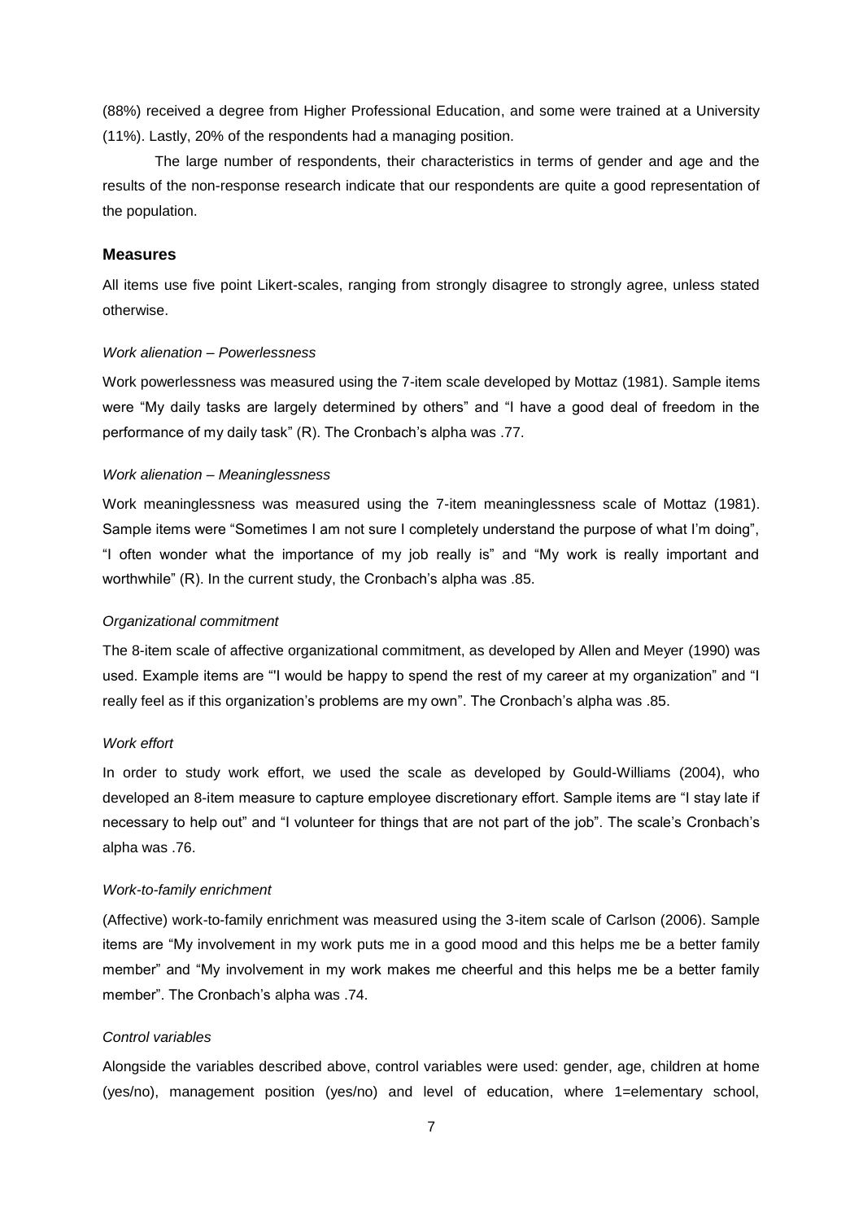(88%) received a degree from Higher Professional Education, and some were trained at a University (11%). Lastly, 20% of the respondents had a managing position.

The large number of respondents, their characteristics in terms of gender and age and the results of the non-response research indicate that our respondents are quite a good representation of the population.

## Measures

All items use five point Likert-scales, ranging from strongly disagree to strongly agree, unless stated otherwise.

### *Work alienation – Powerlessness*

Work powerlessness was measured using the 7-item scale developed by Mottaz (1981). Sample items were "My daily tasks are largely determined by others" and "I have a good deal of freedom in the performance of my daily task" (R). The Cronbach's alpha was .77.

### *Work alienation – Meaninglessness*

Work meaninglessness was measured using the 7-item meaninglessness scale of Mottaz (1981). Sample items were "Sometimes I am not sure I completely understand the purpose of what I'm doing", "I often wonder what the importance of my job really is" and "My work is really important and worthwhile" (R). In the current study, the Cronbach's alpha was .85.

### *Organizational commitment*

The 8-item scale of affective organizational commitment, as developed by Allen and Meyer (1990) was used. Example items are "'I would be happy to spend the rest of my career at my organization" and "I really feel as if this organization's problems are my own". The Cronbach's alpha was .85.

### *Work effort*

In order to study work effort, we used the scale as developed by Gould-Williams (2004), who developed an 8-item measure to capture employee discretionary effort. Sample items are "I stay late if necessary to help out" and "I volunteer for things that are not part of the job". The scale's Cronbach's alpha was .76.

### *Work-to-family enrichment*

(Affective) work-to-family enrichment was measured using the 3-item scale of Carlson (2006). Sample items are "My involvement in my work puts me in a good mood and this helps me be a better family member" and "My involvement in my work makes me cheerful and this helps me be a better family member". The Cronbach's alpha was .74.

### *Control variables*

Alongside the variables described above, control variables were used: gender, age, children at home (yes/no), management position (yes/no) and level of education, where 1=elementary school,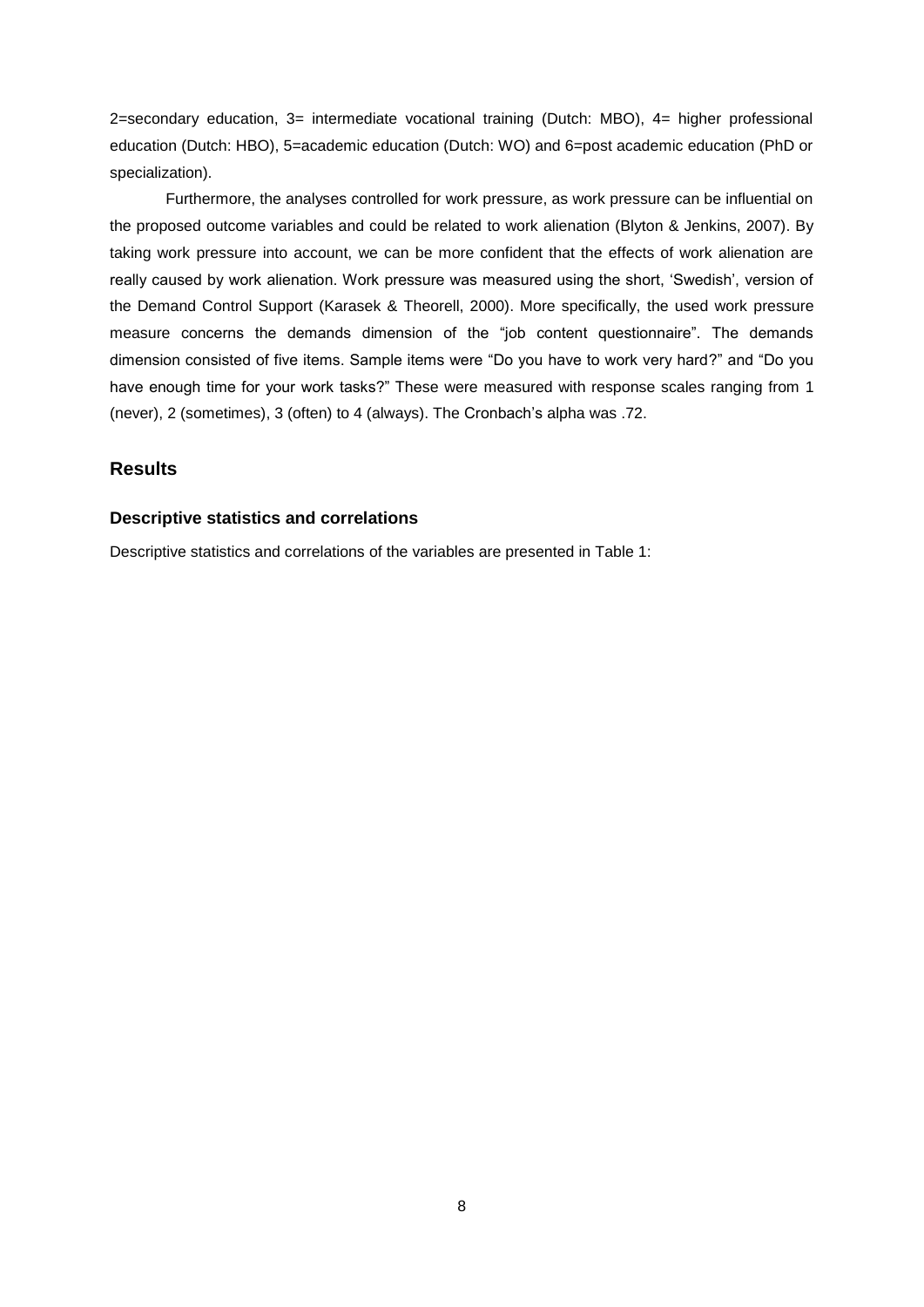2=secondary education, 3= intermediate vocational training (Dutch: MBO), 4= higher professional education (Dutch: HBO), 5=academic education (Dutch: WO) and 6=post academic education (PhD or specialization).

Furthermore, the analyses controlled for work pressure, as work pressure can be influential on the proposed outcome variables and could be related to work alienation (Blyton & Jenkins, 2007). By taking work pressure into account, we can be more confident that the effects of work alienation are really caused by work alienation. Work pressure was measured using the short, 'Swedish', version of the Demand Control Support (Karasek & Theorell, 2000). More specifically, the used work pressure measure concerns the demands dimension of the "job content questionnaire". The demands dimension consisted of five items. Sample items were "Do you have to work very hard?" and "Do you have enough time for your work tasks?" These were measured with response scales ranging from 1 (never), 2 (sometimes), 3 (often) to 4 (always). The Cronbach's alpha was .72.

## Results

### Descriptive statistics and correlations

Descriptive statistics and correlations of the variables are presented in Table 1: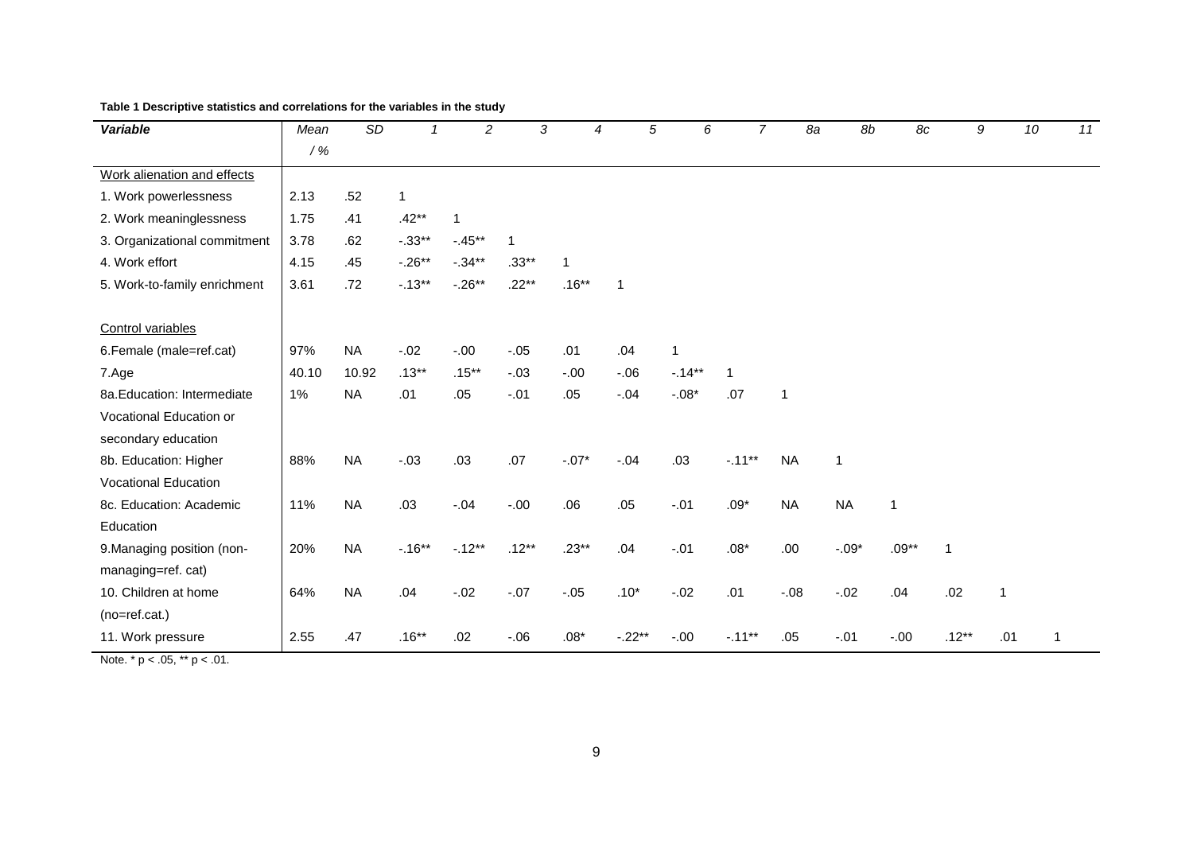**Table 1 Descriptive statistics and correlations for the variables in the study**

| *Variable* | *Mean / %* | *SD* | *1* | *2* | *3* | *4* | *5* | *6* | *7* | *8a* | *8b* | *8c* | *9* | *10* | *11* |
|---|---|---|---|---|---|---|---|---|---|---|---|---|---|---|---|
| Work alienation and effects | | | | | | | | | | | | | | | |
| 1. Work powerlessness | 2.13 | .52 | 1 | | | | | | | | | | | | |
| 2. Work meaninglessness | 1.75 | .41 | .42** | 1 | | | | | | | | | | | |
| 3. Organizational commitment | 3.78 | .62 | -.33** | -.45** | 1 | | | | | | | | | | |
| 4. Work effort | 4.15 | .45 | -.26** | -.34** | .33** | 1 | | | | | | | | | |
| 5. Work-to-family enrichment | 3.61 | .72 | -.13** | -.26** | .22** | .16** | 1 | | | | | | | | |
| Control variables | | | | | | | | | | | | | | | |
| 6.Female (male=ref.cat) | 97% | NA | -.02 | -.00 | -.05 | .01 | .04 | 1 | | | | | | | |
| 7.Age | 40.10 | 10.92 | .13** | .15** | -.03 | -.00 | -.06 | -.14** | 1 | | | | | | |
| 8a.Education: Intermediate Vocational Education or secondary education | 1% | NA | .01 | .05 | -.01 | .05 | -.04 | -.08* | .07 | 1 | | | | | |
| 8b. Education: Higher Vocational Education | 88% | NA | -.03 | .03 | .07 | -.07* | -.04 | .03 | -.11** | NA | 1 | | | | |
| 8c. Education: Academic Education | 11% | NA | .03 | -.04 | -.00 | .06 | .05 | -.01 | .09* | NA | NA | 1 | | | |
| 9.Managing position (non-managing=ref. cat) | 20% | NA | -.16** | -.12** | .12** | .23** | .04 | -.01 | .08* | .00 | -.09* | .09** | 1 | | |
| 10. Children at home (no=ref.cat.) | 64% | NA | .04 | -.02 | -.07 | -.05 | .10* | -.02 | .01 | -.08 | -.02 | .04 | .02 | 1 | |
| 11. Work pressure | 2.55 | .47 | .16** | .02 | -.06 | .08* | -.22** | -.00 | -.11** | .05 | -.01 | -.00 | .12** | .01 | 1 |

Note. * $p < .05$, ** $p < .01$.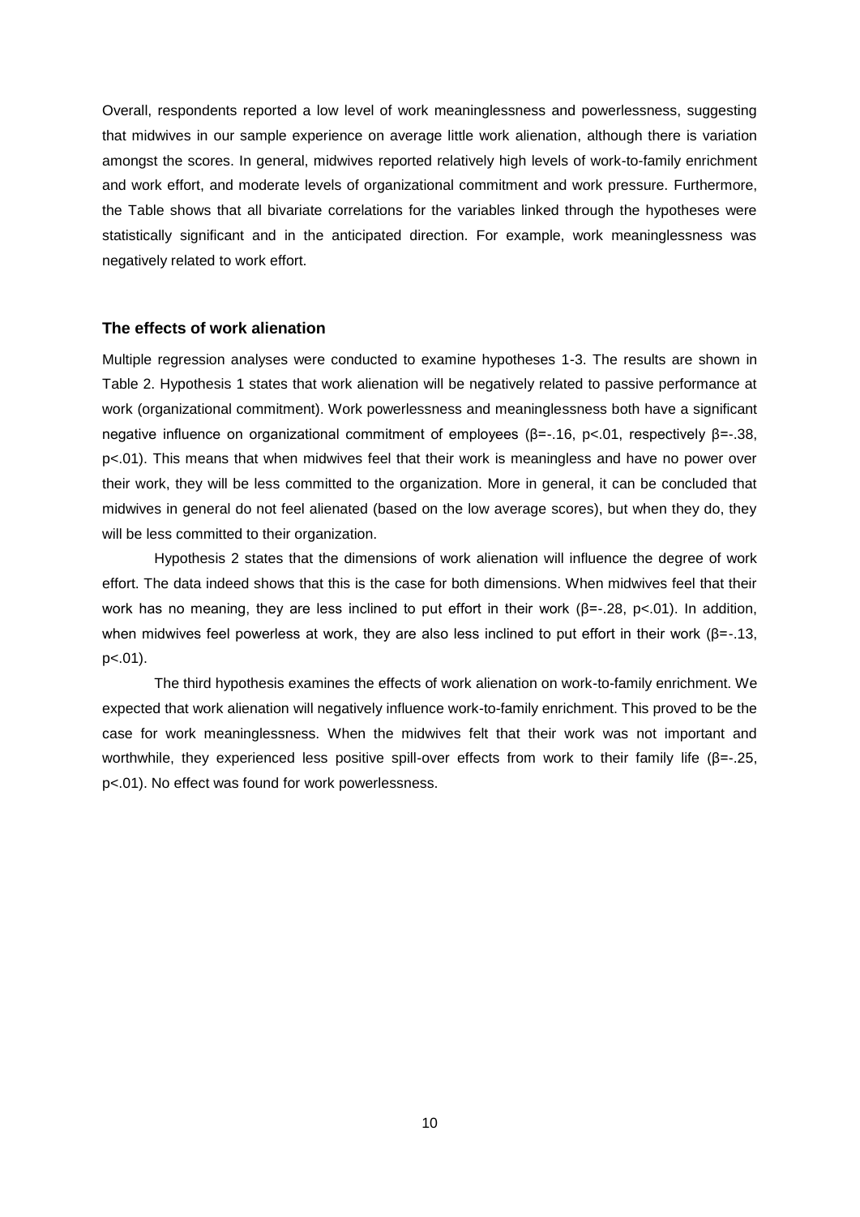Overall, respondents reported a low level of work meaninglessness and powerlessness, suggesting that midwives in our sample experience on average little work alienation, although there is variation amongst the scores. In general, midwives reported relatively high levels of work-to-family enrichment and work effort, and moderate levels of organizational commitment and work pressure. Furthermore, the Table shows that all bivariate correlations for the variables linked through the hypotheses were statistically significant and in the anticipated direction. For example, work meaninglessness was negatively related to work effort.

### The effects of work alienation

Multiple regression analyses were conducted to examine hypotheses 1-3. The results are shown in Table 2. Hypothesis 1 states that work alienation will be negatively related to passive performance at work (organizational commitment). Work powerlessness and meaninglessness both have a significant negative influence on organizational commitment of employees ($\beta$=-.16, $p$<.01, respectively $\beta$=-.38, $p$<.01). This means that when midwives feel that their work is meaningless and have no power over their work, they will be less committed to the organization. More in general, it can be concluded that midwives in general do not feel alienated (based on the low average scores), but when they do, they will be less committed to their organization.

Hypothesis 2 states that the dimensions of work alienation will influence the degree of work effort. The data indeed shows that this is the case for both dimensions. When midwives feel that their work has no meaning, they are less inclined to put effort in their work ($\beta$=-.28, $p$<.01). In addition, when midwives feel powerless at work, they are also less inclined to put effort in their work ($\beta$=-.13, $p$<.01).

The third hypothesis examines the effects of work alienation on work-to-family enrichment. We expected that work alienation will negatively influence work-to-family enrichment. This proved to be the case for work meaninglessness. When the midwives felt that their work was not important and worthwhile, they experienced less positive spill-over effects from work to their family life ($\beta$=-.25, $p$<.01). No effect was found for work powerlessness.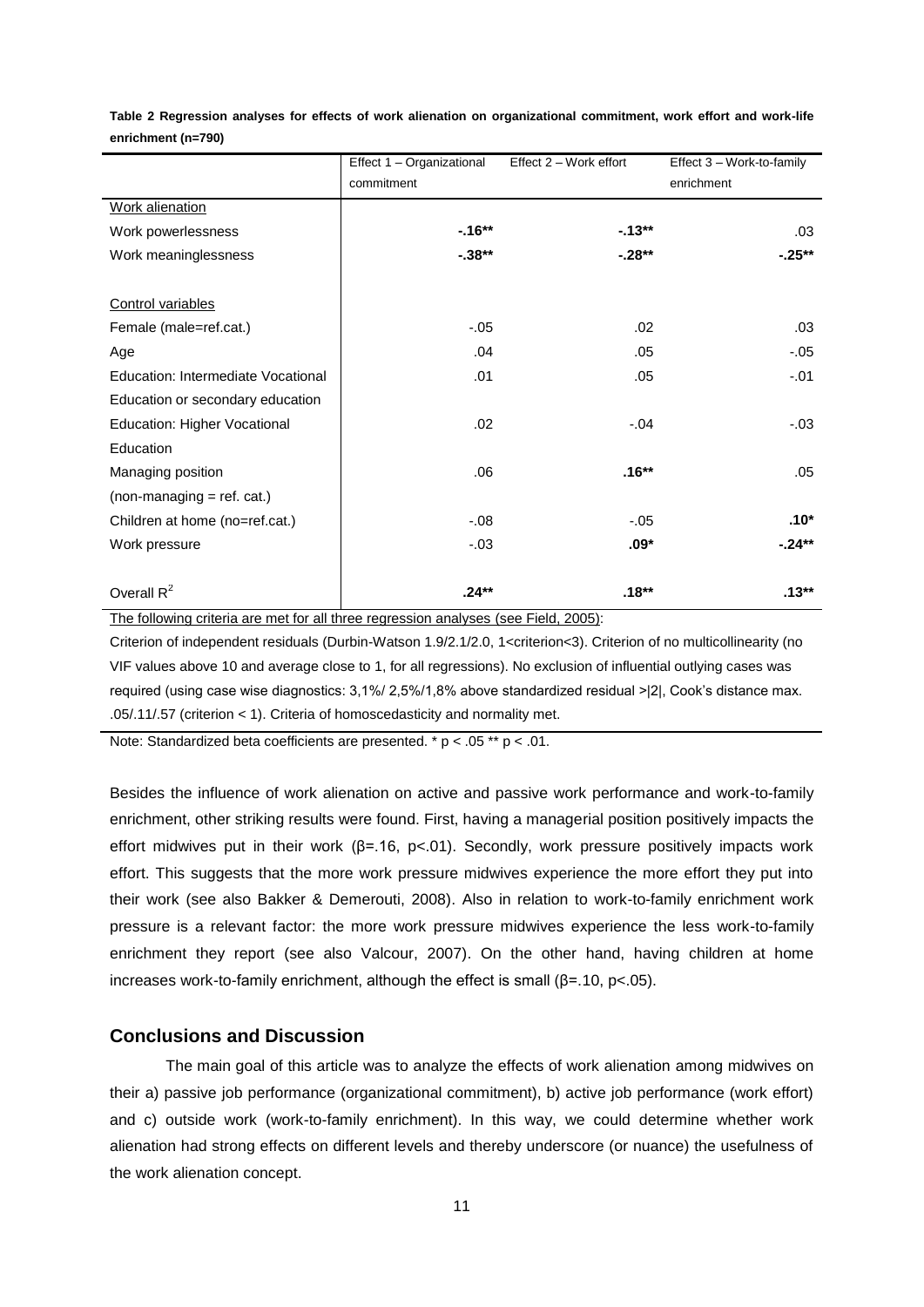**Table 2 Regression analyses for effects of work alienation on organizational commitment, work effort and work-life enrichment (n=790)**

| | Effect 1 – Organizational commitment | Effect 2 – Work effort | Effect 3 – Work-to-family enrichment |
|---|---|---|---|
| Work alienation | | | |
| Work powerlessness | **-.16**\*\* | **-.13**\*\* | .03 |
| Work meaninglessness | **-.38**\*\* | **-.28**\*\* | **-.25**\*\* |
| | | | |
| Control variables | | | |
| Female (male=ref.cat.) | -.05 | .02 | .03 |
| Age | .04 | .05 | -.05 |
| Education: Intermediate Vocational Education or secondary education | .01 | .05 | -.01 |
| Education: Higher Vocational Education | .02 | -.04 | -.03 |
| Managing position (non-managing = ref. cat.) | .06 | **.16**\*\* | .05 |
| Children at home (no=ref.cat.) | -.08 | -.05 | **.10**\* |
| Work pressure | -.03 | **.09**\* | **-.24**\*\* |
| | | | |
| Overall $R^2$ | **.24**\*\* | **.18**\*\* | **.13**\*\* |

The following criteria are met for all three regression analyses (see Field, 2005):

Criterion of independent residuals (Durbin-Watson 1.9/2.1/2.0, 1<criterion<3). Criterion of no multicollinearity (no VIF values above 10 and average close to 1, for all regressions). No exclusion of influential outlying cases was required (using case wise diagnostics: 3,1%/ 2,5%/1,8% above standardized residual >|2|, Cook's distance max. .05/.11/.57 (criterion < 1). Criteria of homoscedasticity and normality met.

Note: Standardized beta coefficients are presented. * $p < .05$ ** $p < .01$.

Besides the influence of work alienation on active and passive work performance and work-to-family enrichment, other striking results were found. First, having a managerial position positively impacts the effort midwives put in their work (β=.16, p<.01). Secondly, work pressure positively impacts work effort. This suggests that the more work pressure midwives experience the more effort they put into their work (see also Bakker & Demerouti, 2008). Also in relation to work-to-family enrichment work pressure is a relevant factor: the more work pressure midwives experience the less work-to-family enrichment they report (see also Valcour, 2007). On the other hand, having children at home increases work-to-family enrichment, although the effect is small (β=.10, p<.05).

## Conclusions and Discussion

The main goal of this article was to analyze the effects of work alienation among midwives on their a) passive job performance (organizational commitment), b) active job performance (work effort) and c) outside work (work-to-family enrichment). In this way, we could determine whether work alienation had strong effects on different levels and thereby underscore (or nuance) the usefulness of the work alienation concept.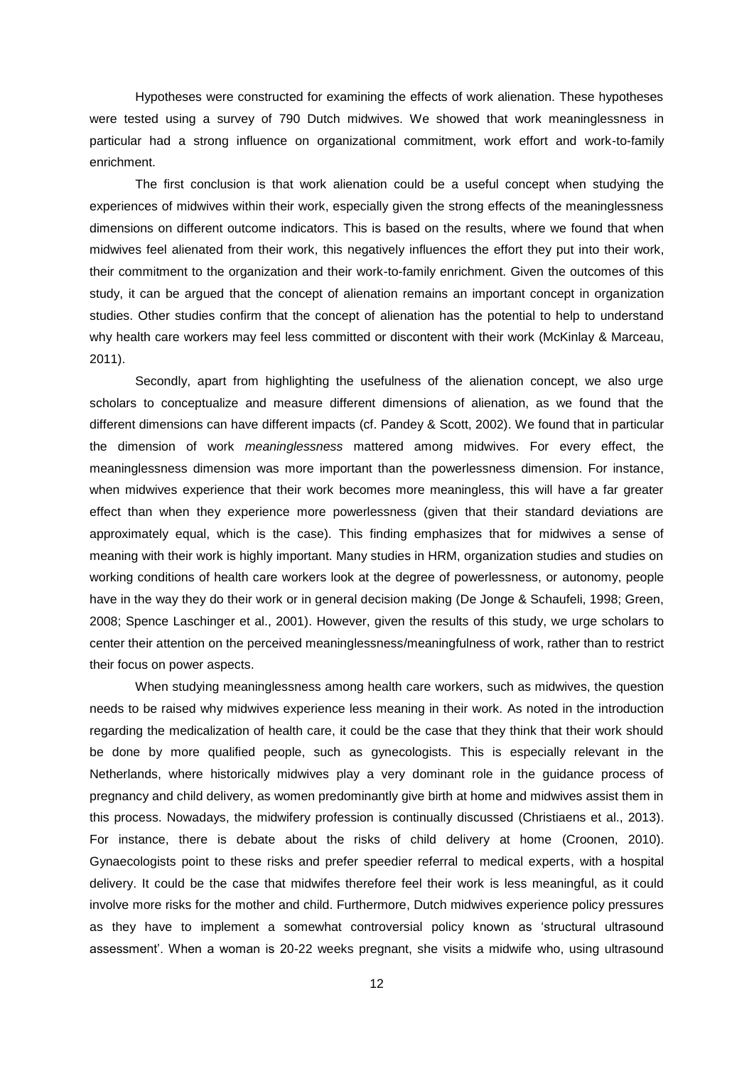Hypotheses were constructed for examining the effects of work alienation. These hypotheses were tested using a survey of 790 Dutch midwives. We showed that work meaninglessness in particular had a strong influence on organizational commitment, work effort and work-to-family enrichment.

The first conclusion is that work alienation could be a useful concept when studying the experiences of midwives within their work, especially given the strong effects of the meaninglessness dimensions on different outcome indicators. This is based on the results, where we found that when midwives feel alienated from their work, this negatively influences the effort they put into their work, their commitment to the organization and their work-to-family enrichment. Given the outcomes of this study, it can be argued that the concept of alienation remains an important concept in organization studies. Other studies confirm that the concept of alienation has the potential to help to understand why health care workers may feel less committed or discontent with their work (McKinlay & Marceau, 2011).

Secondly, apart from highlighting the usefulness of the alienation concept, we also urge scholars to conceptualize and measure different dimensions of alienation, as we found that the different dimensions can have different impacts (cf. Pandey & Scott, 2002). We found that in particular the dimension of work *meaninglessness* mattered among midwives. For every effect, the meaninglessness dimension was more important than the powerlessness dimension. For instance, when midwives experience that their work becomes more meaningless, this will have a far greater effect than when they experience more powerlessness (given that their standard deviations are approximately equal, which is the case). This finding emphasizes that for midwives a sense of meaning with their work is highly important. Many studies in HRM, organization studies and studies on working conditions of health care workers look at the degree of powerlessness, or autonomy, people have in the way they do their work or in general decision making (De Jonge & Schaufeli, 1998; Green, 2008; Spence Laschinger et al., 2001). However, given the results of this study, we urge scholars to center their attention on the perceived meaninglessness/meaningfulness of work, rather than to restrict their focus on power aspects.

When studying meaninglessness among health care workers, such as midwives, the question needs to be raised why midwives experience less meaning in their work. As noted in the introduction regarding the medicalization of health care, it could be the case that they think that their work should be done by more qualified people, such as gynecologists. This is especially relevant in the Netherlands, where historically midwives play a very dominant role in the guidance process of pregnancy and child delivery, as women predominantly give birth at home and midwives assist them in this process. Nowadays, the midwifery profession is continually discussed (Christiaens et al., 2013). For instance, there is debate about the risks of child delivery at home (Croonen, 2010). Gynaecologists point to these risks and prefer speedier referral to medical experts, with a hospital delivery. It could be the case that midwifes therefore feel their work is less meaningful, as it could involve more risks for the mother and child. Furthermore, Dutch midwives experience policy pressures as they have to implement a somewhat controversial policy known as 'structural ultrasound assessment'. When a woman is 20-22 weeks pregnant, she visits a midwife who, using ultrasound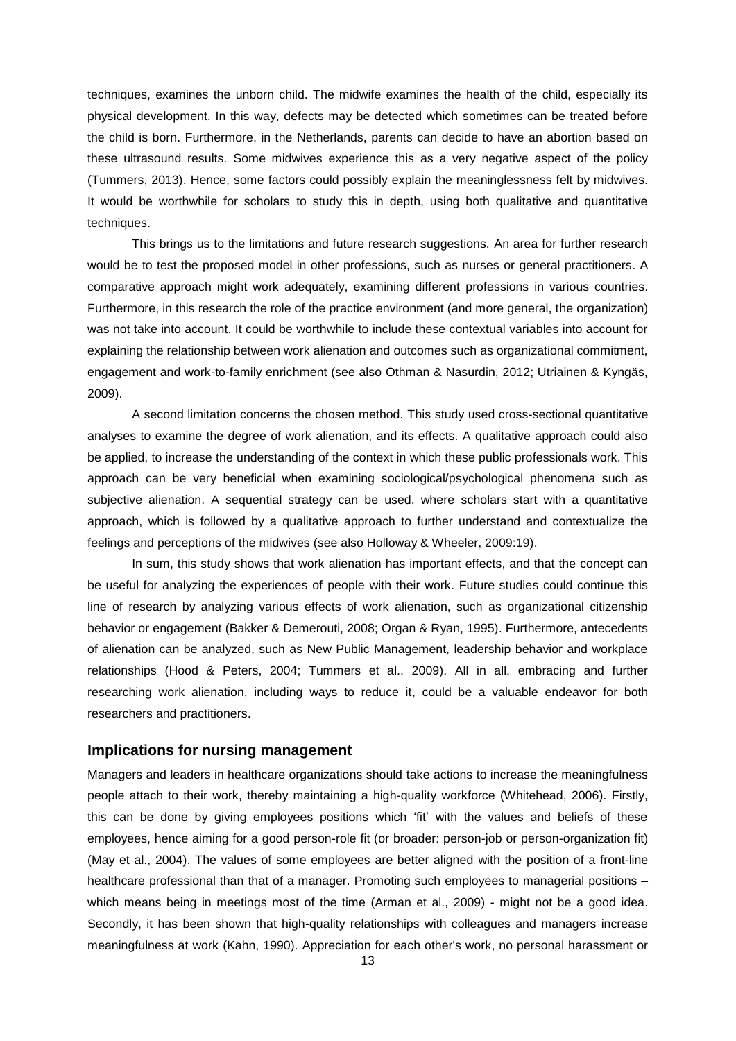techniques, examines the unborn child. The midwife examines the health of the child, especially its physical development. In this way, defects may be detected which sometimes can be treated before the child is born. Furthermore, in the Netherlands, parents can decide to have an abortion based on these ultrasound results. Some midwives experience this as a very negative aspect of the policy (Tummers, 2013). Hence, some factors could possibly explain the meaninglessness felt by midwives. It would be worthwhile for scholars to study this in depth, using both qualitative and quantitative techniques.

This brings us to the limitations and future research suggestions. An area for further research would be to test the proposed model in other professions, such as nurses or general practitioners. A comparative approach might work adequately, examining different professions in various countries. Furthermore, in this research the role of the practice environment (and more general, the organization) was not take into account. It could be worthwhile to include these contextual variables into account for explaining the relationship between work alienation and outcomes such as organizational commitment, engagement and work-to-family enrichment (see also Othman & Nasurdin, 2012; Utriainen & Kyngäs, 2009).

A second limitation concerns the chosen method. This study used cross-sectional quantitative analyses to examine the degree of work alienation, and its effects. A qualitative approach could also be applied, to increase the understanding of the context in which these public professionals work. This approach can be very beneficial when examining sociological/psychological phenomena such as subjective alienation. A sequential strategy can be used, where scholars start with a quantitative approach, which is followed by a qualitative approach to further understand and contextualize the feelings and perceptions of the midwives (see also Holloway & Wheeler, 2009:19).

In sum, this study shows that work alienation has important effects, and that the concept can be useful for analyzing the experiences of people with their work. Future studies could continue this line of research by analyzing various effects of work alienation, such as organizational citizenship behavior or engagement (Bakker & Demerouti, 2008; Organ & Ryan, 1995). Furthermore, antecedents of alienation can be analyzed, such as New Public Management, leadership behavior and workplace relationships (Hood & Peters, 2004; Tummers et al., 2009). All in all, embracing and further researching work alienation, including ways to reduce it, could be a valuable endeavor for both researchers and practitioners.

## Implications for nursing management

Managers and leaders in healthcare organizations should take actions to increase the meaningfulness people attach to their work, thereby maintaining a high-quality workforce (Whitehead, 2006). Firstly, this can be done by giving employees positions which 'fit' with the values and beliefs of these employees, hence aiming for a good person-role fit (or broader: person-job or person-organization fit) (May et al., 2004). The values of some employees are better aligned with the position of a front-line healthcare professional than that of a manager. Promoting such employees to managerial positions – which means being in meetings most of the time (Arman et al., 2009) - might not be a good idea. Secondly, it has been shown that high-quality relationships with colleagues and managers increase meaningfulness at work (Kahn, 1990). Appreciation for each other's work, no personal harassment or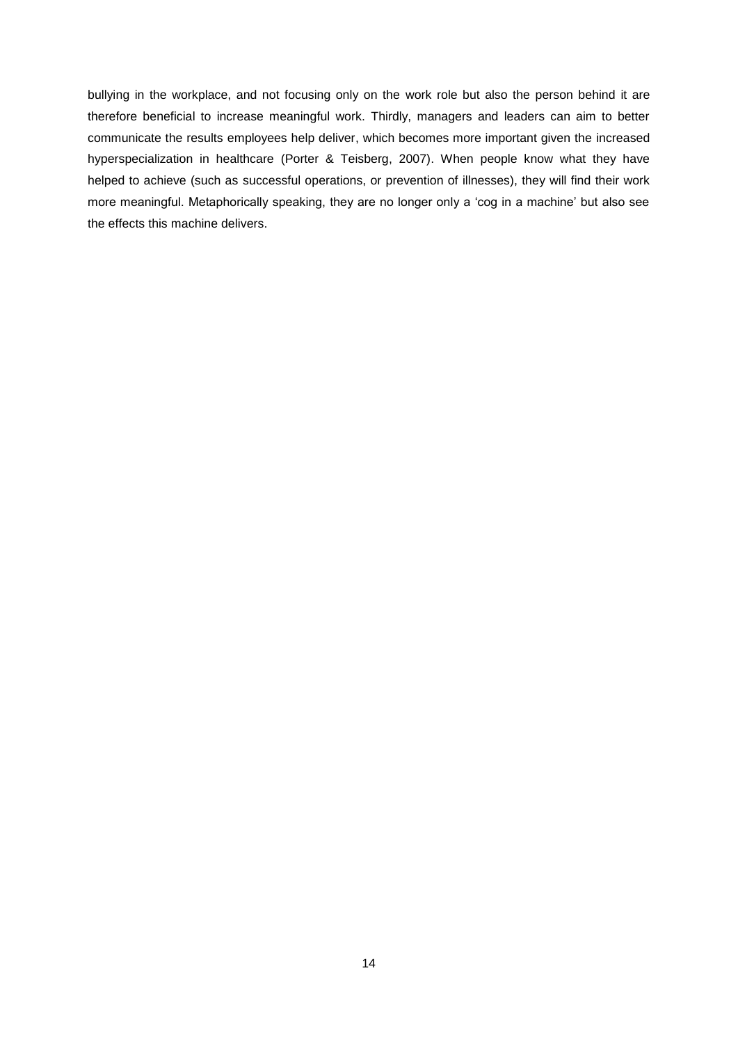bullying in the workplace, and not focusing only on the work role but also the person behind it are therefore beneficial to increase meaningful work. Thirdly, managers and leaders can aim to better communicate the results employees help deliver, which becomes more important given the increased hyperspecialization in healthcare (Porter & Teisberg, 2007). When people know what they have helped to achieve (such as successful operations, or prevention of illnesses), they will find their work more meaningful. Metaphorically speaking, they are no longer only a 'cog in a machine' but also see the effects this machine delivers.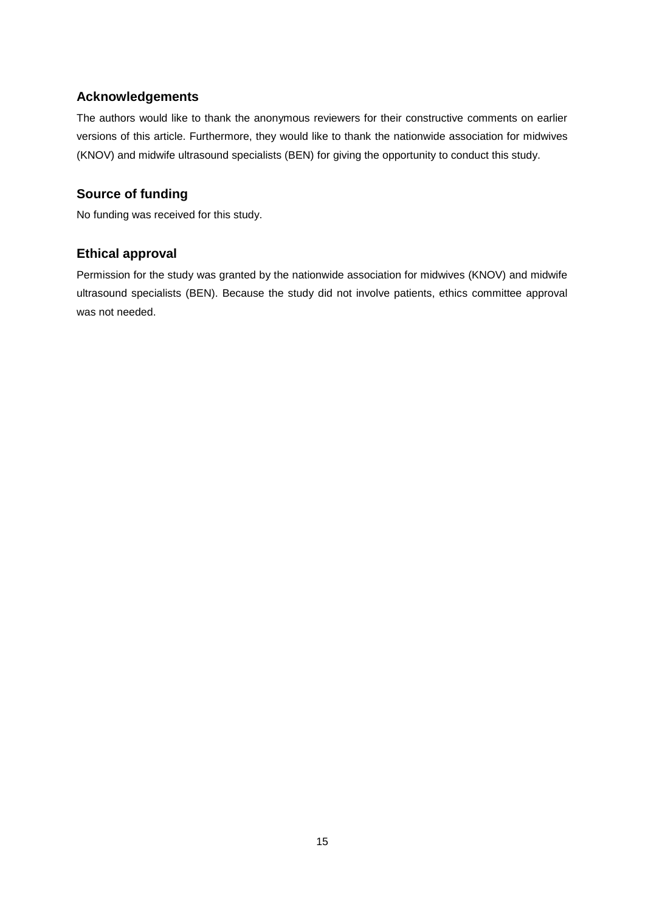## Acknowledgements

The authors would like to thank the anonymous reviewers for their constructive comments on earlier versions of this article. Furthermore, they would like to thank the nationwide association for midwives (KNOV) and midwife ultrasound specialists (BEN) for giving the opportunity to conduct this study.

## Source of funding

No funding was received for this study.

## Ethical approval

Permission for the study was granted by the nationwide association for midwives (KNOV) and midwife ultrasound specialists (BEN). Because the study did not involve patients, ethics committee approval was not needed.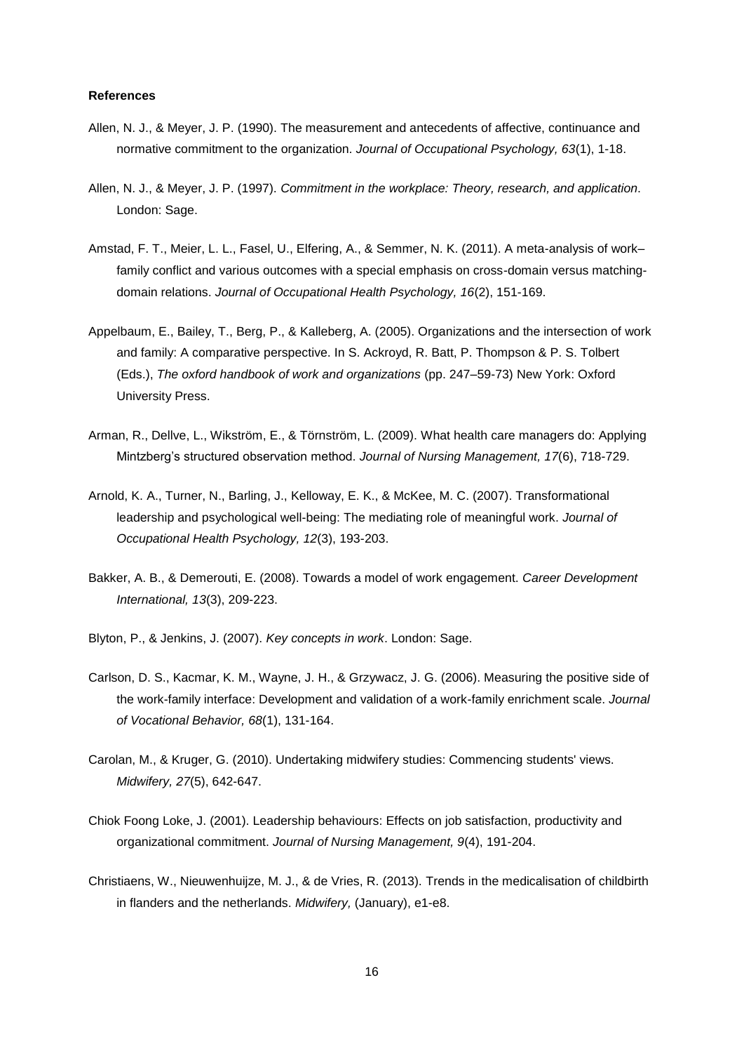**References**

Allen, N. J., & Meyer, J. P. (1990). The measurement and antecedents of affective, continuance and normative commitment to the organization. *Journal of Occupational Psychology, 63*(1), 1-18.

Allen, N. J., & Meyer, J. P. (1997). *Commitment in the workplace: Theory, research, and application*. London: Sage.

Amstad, F. T., Meier, L. L., Fasel, U., Elfering, A., & Semmer, N. K. (2011). A meta-analysis of work–family conflict and various outcomes with a special emphasis on cross-domain versus matching-domain relations. *Journal of Occupational Health Psychology, 16*(2), 151-169.

Appelbaum, E., Bailey, T., Berg, P., & Kalleberg, A. (2005). Organizations and the intersection of work and family: A comparative perspective. In S. Ackroyd, R. Batt, P. Thompson & P. S. Tolbert (Eds.), *The oxford handbook of work and organizations* (pp. 247–59-73) New York: Oxford University Press.

Arman, R., Dellve, L., Wikström, E., & Törnström, L. (2009). What health care managers do: Applying Mintzberg's structured observation method. *Journal of Nursing Management, 17*(6), 718-729.

Arnold, K. A., Turner, N., Barling, J., Kelloway, E. K., & McKee, M. C. (2007). Transformational leadership and psychological well-being: The mediating role of meaningful work. *Journal of Occupational Health Psychology, 12*(3), 193-203.

Bakker, A. B., & Demerouti, E. (2008). Towards a model of work engagement. *Career Development International, 13*(3), 209-223.

Blyton, P., & Jenkins, J. (2007). *Key concepts in work*. London: Sage.

Carlson, D. S., Kacmar, K. M., Wayne, J. H., & Grzywacz, J. G. (2006). Measuring the positive side of the work-family interface: Development and validation of a work-family enrichment scale. *Journal of Vocational Behavior, 68*(1), 131-164.

Carolan, M., & Kruger, G. (2010). Undertaking midwifery studies: Commencing students' views. *Midwifery, 27*(5), 642-647.

Chiok Foong Loke, J. (2001). Leadership behaviours: Effects on job satisfaction, productivity and organizational commitment. *Journal of Nursing Management, 9*(4), 191-204.

Christiaens, W., Nieuwenhuijze, M. J., & de Vries, R. (2013). Trends in the medicalisation of childbirth in flanders and the netherlands. *Midwifery,* (January), e1-e8.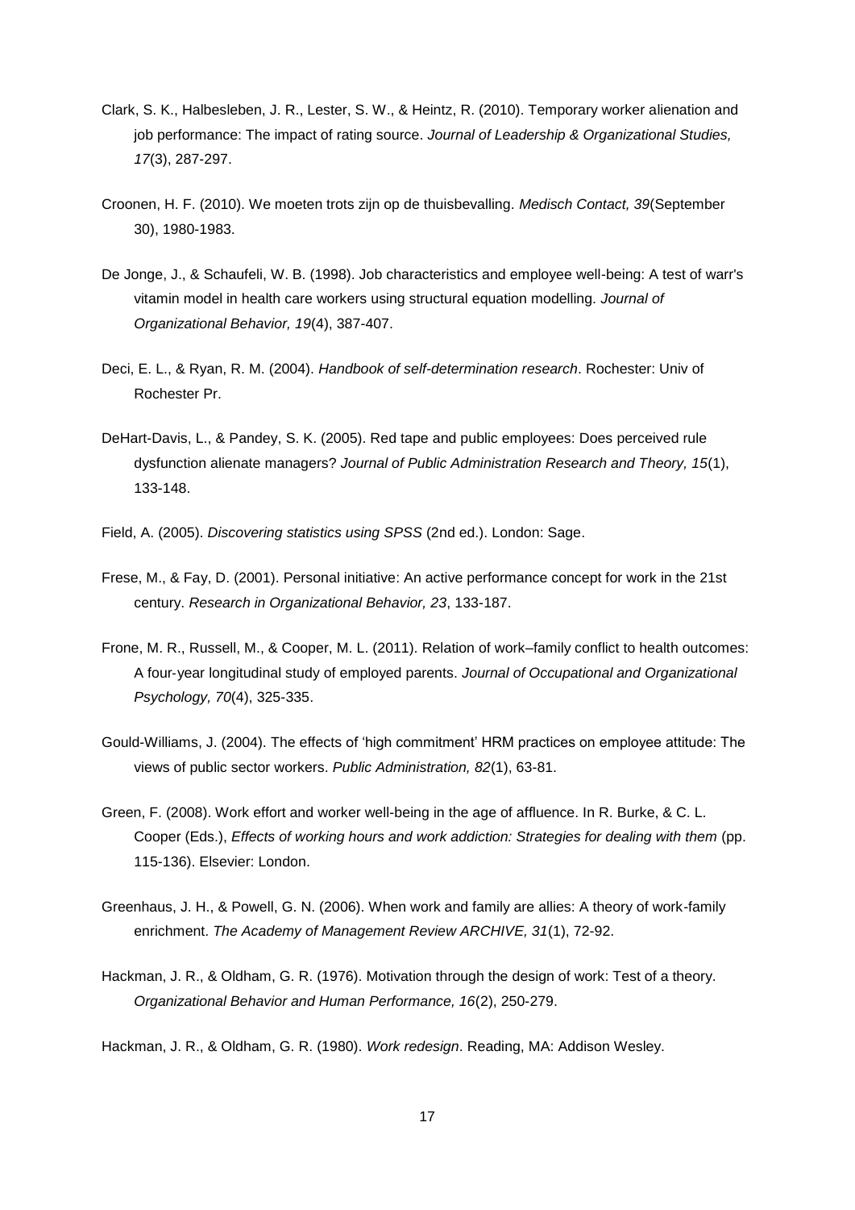Clark, S. K., Halbesleben, J. R., Lester, S. W., & Heintz, R. (2010). Temporary worker alienation and job performance: The impact of rating source. *Journal of Leadership & Organizational Studies, 17*(3), 287-297.

Croonen, H. F. (2010). We moeten trots zijn op de thuisbevalling. *Medisch Contact, 39*(September 30), 1980-1983.

De Jonge, J., & Schaufeli, W. B. (1998). Job characteristics and employee well-being: A test of warr's vitamin model in health care workers using structural equation modelling. *Journal of Organizational Behavior, 19*(4), 387-407.

Deci, E. L., & Ryan, R. M. (2004). *Handbook of self-determination research*. Rochester: Univ of Rochester Pr.

DeHart-Davis, L., & Pandey, S. K. (2005). Red tape and public employees: Does perceived rule dysfunction alienate managers? *Journal of Public Administration Research and Theory, 15*(1), 133-148.

Field, A. (2005). *Discovering statistics using SPSS* (2nd ed.). London: Sage.

Frese, M., & Fay, D. (2001). Personal initiative: An active performance concept for work in the 21st century. *Research in Organizational Behavior, 23*, 133-187.

Frone, M. R., Russell, M., & Cooper, M. L. (2011). Relation of work–family conflict to health outcomes: A four-year longitudinal study of employed parents. *Journal of Occupational and Organizational Psychology, 70*(4), 325-335.

Gould-Williams, J. (2004). The effects of 'high commitment' HRM practices on employee attitude: The views of public sector workers. *Public Administration, 82*(1), 63-81.

Green, F. (2008). Work effort and worker well-being in the age of affluence. In R. Burke, & C. L. Cooper (Eds.), *Effects of working hours and work addiction: Strategies for dealing with them* (pp. 115-136). Elsevier: London.

Greenhaus, J. H., & Powell, G. N. (2006). When work and family are allies: A theory of work-family enrichment. *The Academy of Management Review ARCHIVE, 31*(1), 72-92.

Hackman, J. R., & Oldham, G. R. (1976). Motivation through the design of work: Test of a theory. *Organizational Behavior and Human Performance, 16*(2), 250-279.

Hackman, J. R., & Oldham, G. R. (1980). *Work redesign*. Reading, MA: Addison Wesley.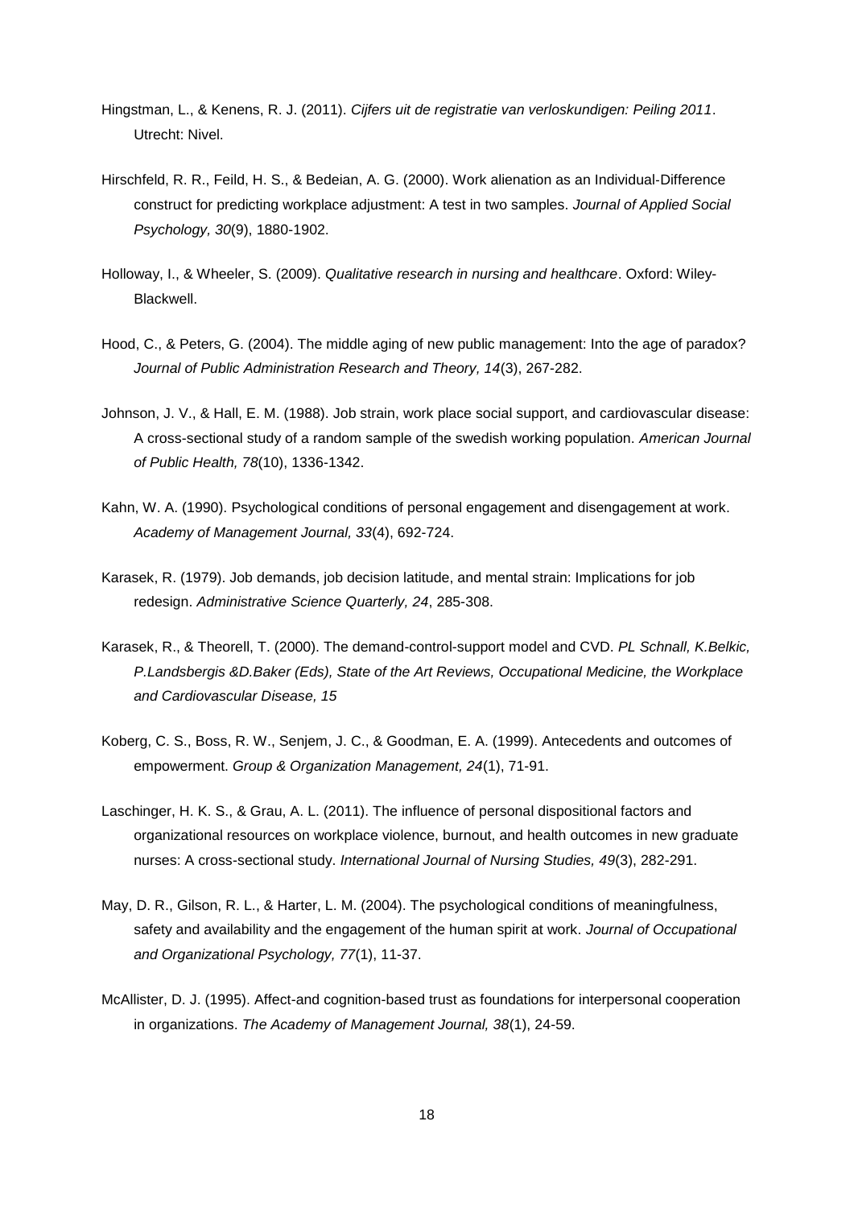Hingstman, L., & Kenens, R. J. (2011). *Cijfers uit de registratie van verloskundigen: Peiling 2011*. Utrecht: Nivel.

Hirschfeld, R. R., Feild, H. S., & Bedeian, A. G. (2000). Work alienation as an Individual-Difference construct for predicting workplace adjustment: A test in two samples. *Journal of Applied Social Psychology, 30*(9), 1880-1902.

Holloway, I., & Wheeler, S. (2009). *Qualitative research in nursing and healthcare*. Oxford: Wiley-Blackwell.

Hood, C., & Peters, G. (2004). The middle aging of new public management: Into the age of paradox? *Journal of Public Administration Research and Theory, 14*(3), 267-282.

Johnson, J. V., & Hall, E. M. (1988). Job strain, work place social support, and cardiovascular disease: A cross-sectional study of a random sample of the swedish working population. *American Journal of Public Health, 78*(10), 1336-1342.

Kahn, W. A. (1990). Psychological conditions of personal engagement and disengagement at work. *Academy of Management Journal, 33*(4), 692-724.

Karasek, R. (1979). Job demands, job decision latitude, and mental strain: Implications for job redesign. *Administrative Science Quarterly, 24*, 285-308.

Karasek, R., & Theorell, T. (2000). The demand-control-support model and CVD. *PL Schnall, K.Belkic, P.Landsbergis &D.Baker (Eds), State of the Art Reviews, Occupational Medicine, the Workplace and Cardiovascular Disease, 15*

Koberg, C. S., Boss, R. W., Senjem, J. C., & Goodman, E. A. (1999). Antecedents and outcomes of empowerment. *Group & Organization Management, 24*(1), 71-91.

Laschinger, H. K. S., & Grau, A. L. (2011). The influence of personal dispositional factors and organizational resources on workplace violence, burnout, and health outcomes in new graduate nurses: A cross-sectional study. *International Journal of Nursing Studies, 49*(3), 282-291.

May, D. R., Gilson, R. L., & Harter, L. M. (2004). The psychological conditions of meaningfulness, safety and availability and the engagement of the human spirit at work. *Journal of Occupational and Organizational Psychology, 77*(1), 11-37.

McAllister, D. J. (1995). Affect-and cognition-based trust as foundations for interpersonal cooperation in organizations. *The Academy of Management Journal, 38*(1), 24-59.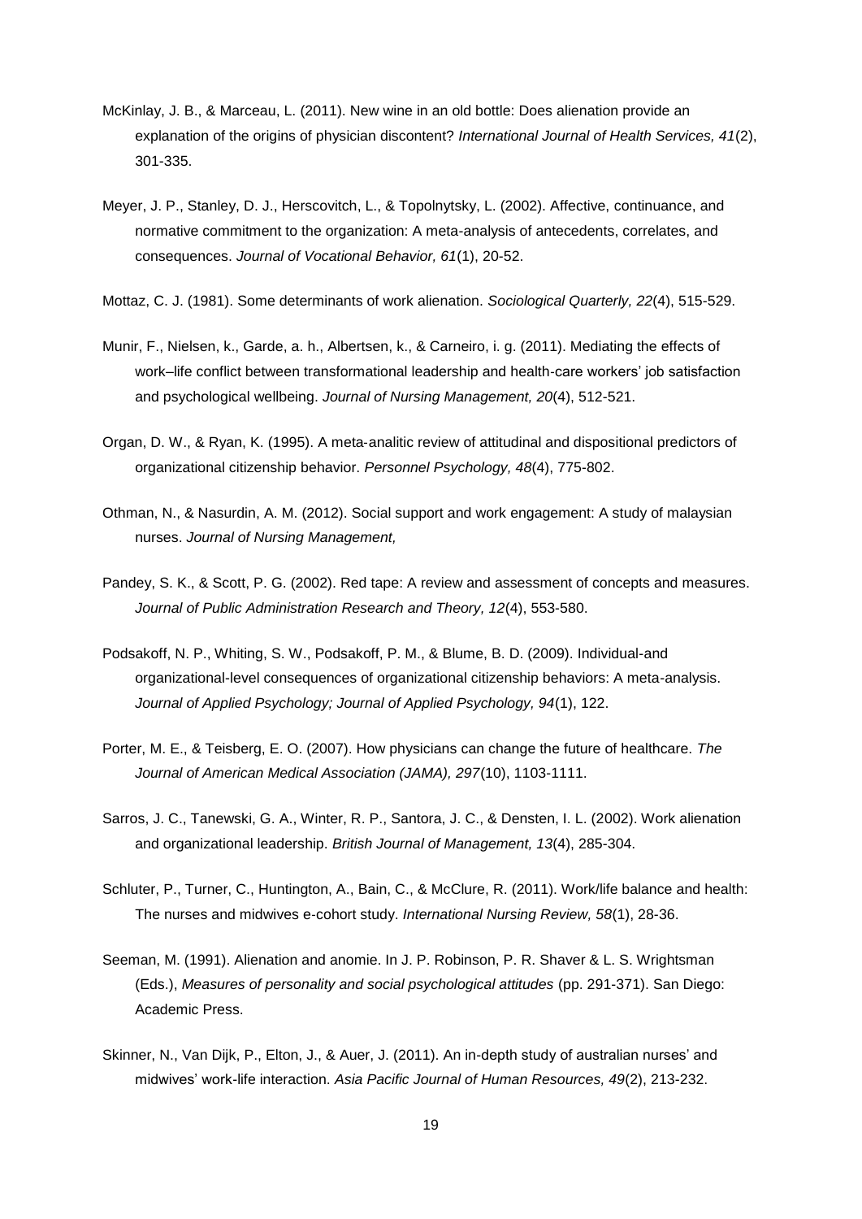McKinlay, J. B., & Marceau, L. (2011). New wine in an old bottle: Does alienation provide an explanation of the origins of physician discontent? *International Journal of Health Services, 41*(2), 301-335.

Meyer, J. P., Stanley, D. J., Herscovitch, L., & Topolnytsky, L. (2002). Affective, continuance, and normative commitment to the organization: A meta-analysis of antecedents, correlates, and consequences. *Journal of Vocational Behavior, 61*(1), 20-52.

Mottaz, C. J. (1981). Some determinants of work alienation. *Sociological Quarterly, 22*(4), 515-529.

Munir, F., Nielsen, k., Garde, a. h., Albertsen, k., & Carneiro, i. g. (2011). Mediating the effects of work–life conflict between transformational leadership and health-care workers' job satisfaction and psychological wellbeing. *Journal of Nursing Management, 20*(4), 512-521.

Organ, D. W., & Ryan, K. (1995). A meta-analitic review of attitudinal and dispositional predictors of organizational citizenship behavior. *Personnel Psychology, 48*(4), 775-802.

Othman, N., & Nasurdin, A. M. (2012). Social support and work engagement: A study of malaysian nurses. *Journal of Nursing Management,*

Pandey, S. K., & Scott, P. G. (2002). Red tape: A review and assessment of concepts and measures. *Journal of Public Administration Research and Theory, 12*(4), 553-580.

Podsakoff, N. P., Whiting, S. W., Podsakoff, P. M., & Blume, B. D. (2009). Individual-and organizational-level consequences of organizational citizenship behaviors: A meta-analysis. *Journal of Applied Psychology; Journal of Applied Psychology, 94*(1), 122.

Porter, M. E., & Teisberg, E. O. (2007). How physicians can change the future of healthcare. *The Journal of American Medical Association (JAMA), 297*(10), 1103-1111.

Sarros, J. C., Tanewski, G. A., Winter, R. P., Santora, J. C., & Densten, I. L. (2002). Work alienation and organizational leadership. *British Journal of Management, 13*(4), 285-304.

Schluter, P., Turner, C., Huntington, A., Bain, C., & McClure, R. (2011). Work/life balance and health: The nurses and midwives e-cohort study. *International Nursing Review, 58*(1), 28-36.

Seeman, M. (1991). Alienation and anomie. In J. P. Robinson, P. R. Shaver & L. S. Wrightsman (Eds.), *Measures of personality and social psychological attitudes* (pp. 291-371). San Diego: Academic Press.

Skinner, N., Van Dijk, P., Elton, J., & Auer, J. (2011). An in-depth study of australian nurses' and midwives' work-life interaction. *Asia Pacific Journal of Human Resources, 49*(2), 213-232.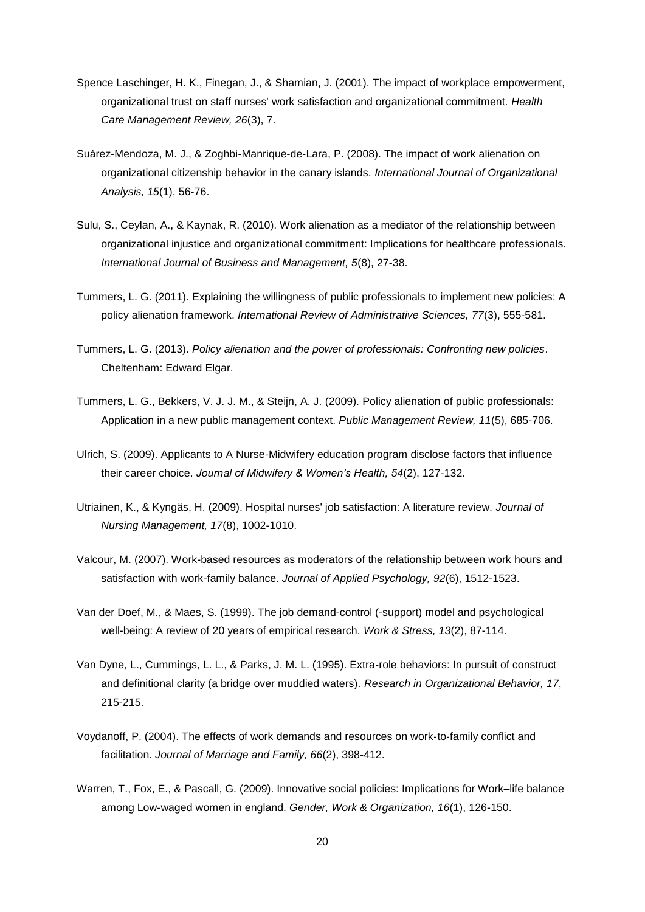Spence Laschinger, H. K., Finegan, J., & Shamian, J. (2001). The impact of workplace empowerment, organizational trust on staff nurses' work satisfaction and organizational commitment. *Health Care Management Review, 26*(3), 7.

Suárez-Mendoza, M. J., & Zoghbi-Manrique-de-Lara, P. (2008). The impact of work alienation on organizational citizenship behavior in the canary islands. *International Journal of Organizational Analysis, 15*(1), 56-76.

Sulu, S., Ceylan, A., & Kaynak, R. (2010). Work alienation as a mediator of the relationship between organizational injustice and organizational commitment: Implications for healthcare professionals. *International Journal of Business and Management, 5*(8), 27-38.

Tummers, L. G. (2011). Explaining the willingness of public professionals to implement new policies: A policy alienation framework. *International Review of Administrative Sciences, 77*(3), 555-581.

Tummers, L. G. (2013). *Policy alienation and the power of professionals: Confronting new policies*. Cheltenham: Edward Elgar.

Tummers, L. G., Bekkers, V. J. J. M., & Steijn, A. J. (2009). Policy alienation of public professionals: Application in a new public management context. *Public Management Review, 11*(5), 685-706.

Ulrich, S. (2009). Applicants to A Nurse-Midwifery education program disclose factors that influence their career choice. *Journal of Midwifery & Women's Health, 54*(2), 127-132.

Utriainen, K., & Kyngäs, H. (2009). Hospital nurses' job satisfaction: A literature review. *Journal of Nursing Management, 17*(8), 1002-1010.

Valcour, M. (2007). Work-based resources as moderators of the relationship between work hours and satisfaction with work-family balance. *Journal of Applied Psychology, 92*(6), 1512-1523.

Van der Doef, M., & Maes, S. (1999). The job demand-control (-support) model and psychological well-being: A review of 20 years of empirical research. *Work & Stress, 13*(2), 87-114.

Van Dyne, L., Cummings, L. L., & Parks, J. M. L. (1995). Extra-role behaviors: In pursuit of construct and definitional clarity (a bridge over muddied waters). *Research in Organizational Behavior, 17*, 215-215.

Voydanoff, P. (2004). The effects of work demands and resources on work-to-family conflict and facilitation. *Journal of Marriage and Family, 66*(2), 398-412.

Warren, T., Fox, E., & Pascall, G. (2009). Innovative social policies: Implications for Work–life balance among Low-waged women in england. *Gender, Work & Organization, 16*(1), 126-150.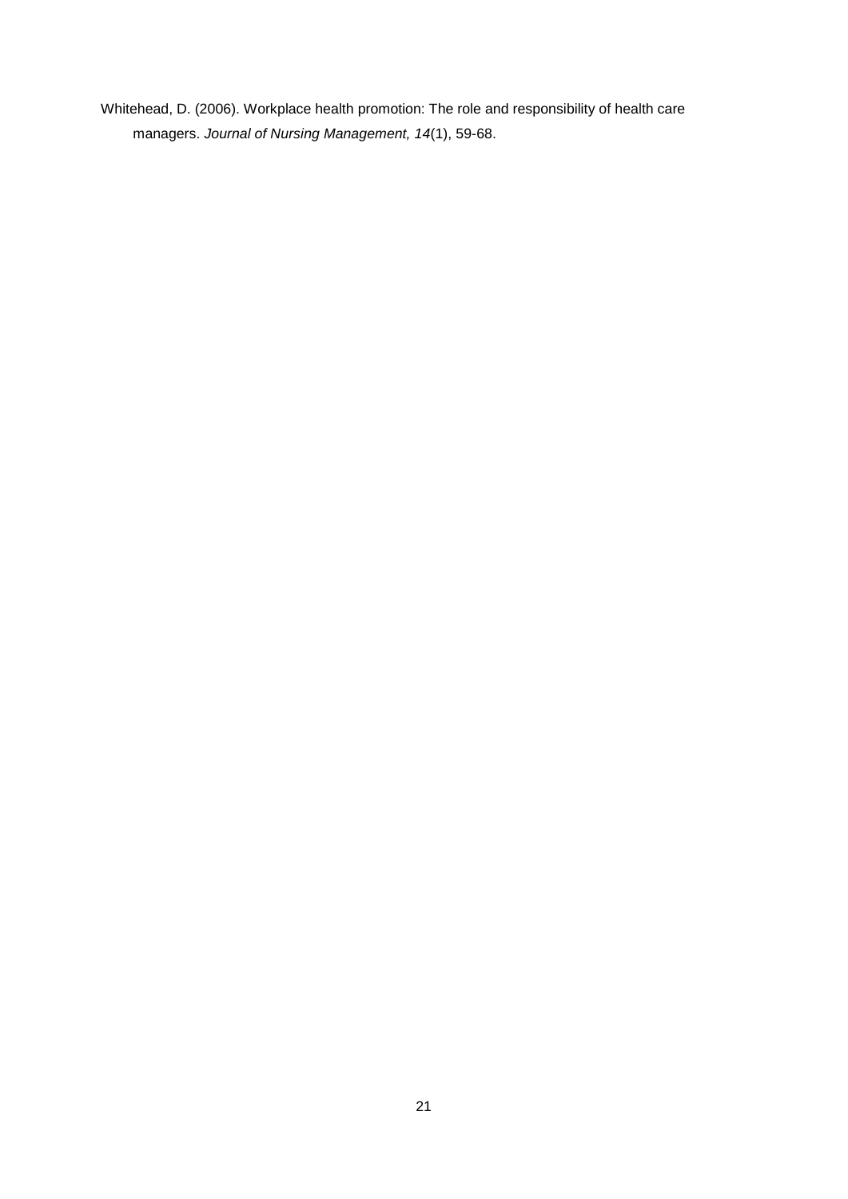Whitehead, D. (2006). Workplace health promotion: The role and responsibility of health care managers. *Journal of Nursing Management, 14*(1), 59-68.